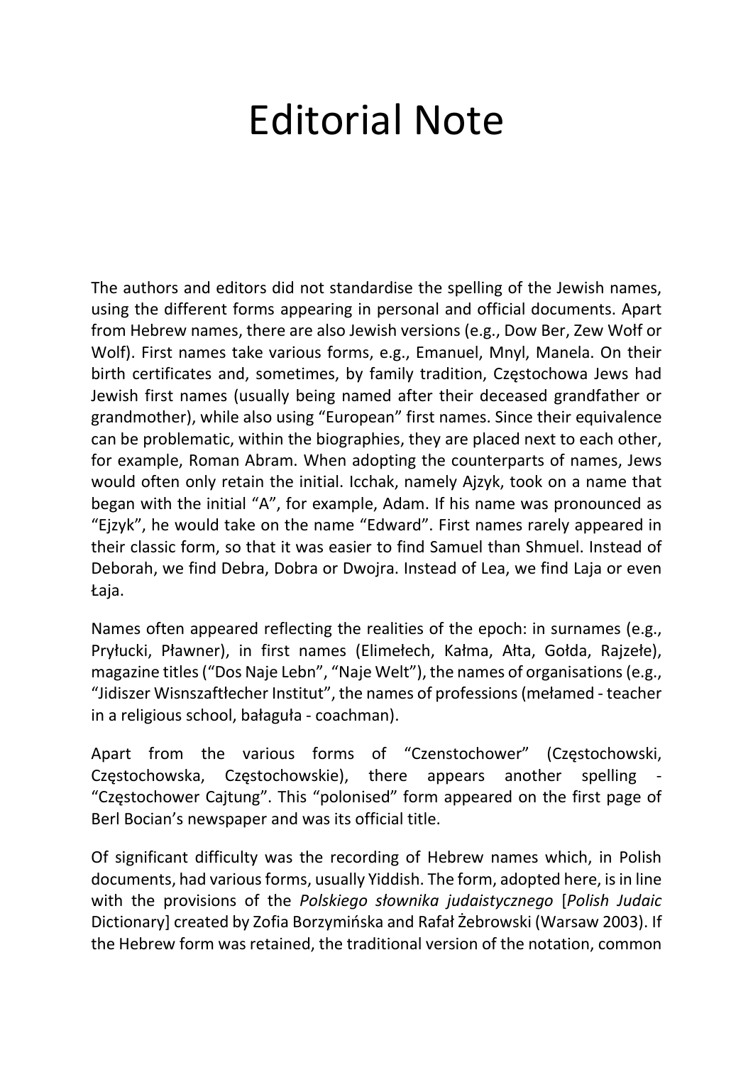# Editorial Note

The authors and editors did not standardise the spelling of the Jewish names, using the different forms appearing in personal and official documents. Apart from Hebrew names, there are also Jewish versions (e.g., Dow Ber, Zew Wołf or Wolf). First names take various forms, e.g., Emanuel, Mnyl, Manela. On their birth certificates and, sometimes, by family tradition, Częstochowa Jews had Jewish first names (usually being named after their deceased grandfather or grandmother), while also using "European" first names. Since their equivalence can be problematic, within the biographies, they are placed next to each other, for example, Roman Abram. When adopting the counterparts of names, Jews would often only retain the initial. Icchak, namely Ajzyk, took on a name that began with the initial "A", for example, Adam. If his name was pronounced as "Ejzyk", he would take on the name "Edward". First names rarely appeared in their classic form, so that it was easier to find Samuel than Shmuel. Instead of Deborah, we find Debra, Dobra or Dwojra. Instead of Lea, we find Laja or even Łaja.

Names often appeared reflecting the realities of the epoch: in surnames (e.g., Pryłucki, Pławner), in first names (Elimełech, Kałma, Ałta, Gołda, Rajzełe), magazine titles ("Dos Naje Lebn", "Naje Welt"), the names of organisations (e.g., "Jidiszer Wisnszaftłecher Institut", the names of professions (mełamed - teacher in a religious school, bałaguła - coachman).

Apart from the various forms of "Czenstochower" (Częstochowski, Częstochowska, Częstochowskie), there appears another spelling - "Częstochower Cajtung". This "polonised" form appeared on the first page of Berl Bocian's newspaper and was its official title.

Of significant difficulty was the recording of Hebrew names which, in Polish documents, had various forms, usually Yiddish. The form, adopted here, is in line with the provisions of the *Polskiego słownika judaistycznego* [*Polish Judaic* Dictionary] created by Zofia Borzymińska and Rafał Żebrowski (Warsaw 2003). If the Hebrew form was retained, the traditional version of the notation, common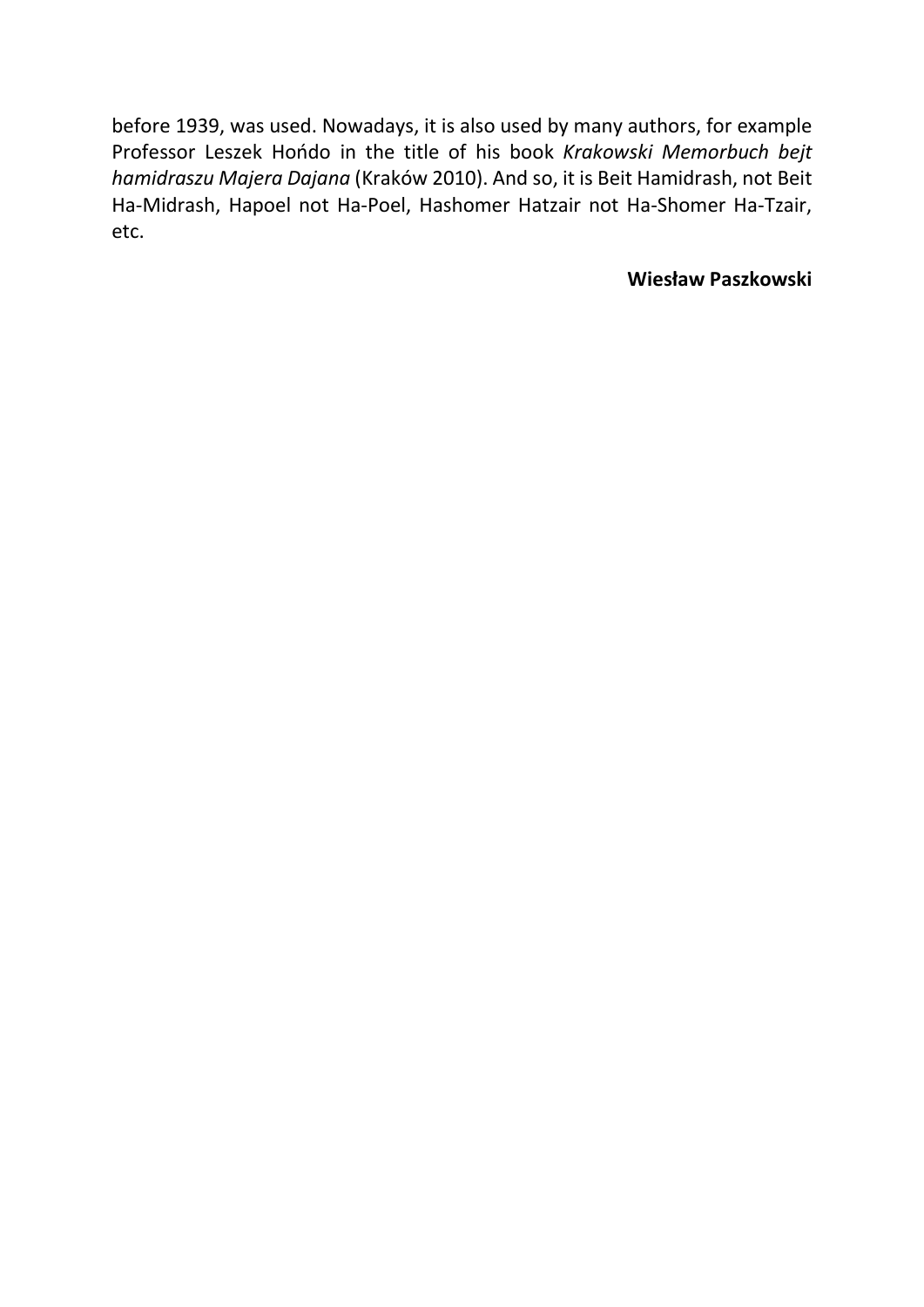before 1939, was used. Nowadays, it is also used by many authors, for example Professor Leszek Hońdo in the title of his book *Krakowski Memorbuch bejt hamidraszu Majera Dajana* (Kraków 2010). And so, it is Beit Hamidrash, not Beit Ha-Midrash, Hapoel not Ha-Poel, Hashomer Hatzair not Ha-Shomer Ha-Tzair, etc.

**Wiesław Paszkowski**